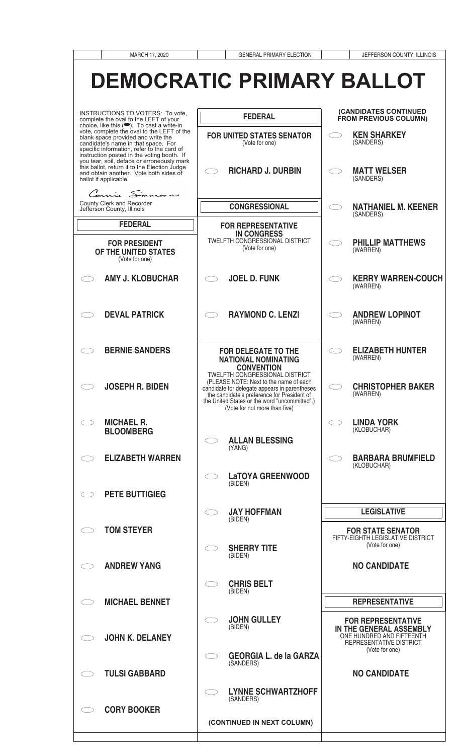MARCH 17, 2020 | GENERAL PRIMARY ELECTION | JEFFERSON COUNTY, ILLINOIS

# DEMOCRATIC PRIMARY BALLOT

INSTRUCTIONS TO VOTERS: To vote, complete the oval to the LEFT of your choice, like this (⬬). To cast a write-in vote, complete the oval to the LEFT of the blank space provided and write the candidate's name in that space. For specific information, refer to the card of instruction posted in the voting booth. If you tear, soil, deface or erroneously mark this ballot, return it to the Election Judge and obtain another. Vote both sides of ballot if applicable.

Connie Simmons
County Clerk and Recorder
Jefferson County, Illinois

## FEDERAL

### FOR PRESIDENT OF THE UNITED STATES
(Vote for one)

- ⬭ AMY J. KLOBUCHAR
- ⬭ DEVAL PATRICK
- ⬭ BERNIE SANDERS
- ⬭ JOSEPH R. BIDEN
- ⬭ MICHAEL R. BLOOMBERG
- ⬭ ELIZABETH WARREN
- ⬭ PETE BUTTIGIEG
- ⬭ TOM STEYER
- ⬭ ANDREW YANG
- ⬭ MICHAEL BENNET
- ⬭ JOHN K. DELANEY
- ⬭ TULSI GABBARD
- ⬭ CORY BOOKER

## FEDERAL

### FOR UNITED STATES SENATOR
(Vote for one)

- ⬭ RICHARD J. DURBIN

## CONGRESSIONAL

### FOR REPRESENTATIVE IN CONGRESS
TWELFTH CONGRESSIONAL DISTRICT
(Vote for one)

- ⬭ JOEL D. FUNK
- ⬭ RAYMOND C. LENZI

### FOR DELEGATE TO THE NATIONAL NOMINATING CONVENTION
TWELFTH CONGRESSIONAL DISTRICT
(PLEASE NOTE: Next to the name of each candidate for delegate appears in parentheses the candidate's preference for President of the United States or the word "uncommitted".)
(Vote for not more than five)

- ⬭ ALLAN BLESSING (YANG)
- ⬭ LaTOYA GREENWOOD (BIDEN)
- ⬭ JAY HOFFMAN (BIDEN)
- ⬭ SHERRY TITE (BIDEN)
- ⬭ CHRIS BELT (BIDEN)
- ⬭ JOHN GULLEY (BIDEN)
- ⬭ GEORGIA L. de la GARZA (SANDERS)
- ⬭ LYNNE SCHWARTZHOFF (SANDERS)

(CONTINUED IN NEXT COLUMN)

(CANDIDATES CONTINUED FROM PREVIOUS COLUMN)

- ⬭ KEN SHARKEY (SANDERS)
- ⬭ MATT WELSER (SANDERS)
- ⬭ NATHANIEL M. KEENER (SANDERS)
- ⬭ PHILLIP MATTHEWS (WARREN)
- ⬭ KERRY WARREN-COUCH (WARREN)
- ⬭ ANDREW LOPINOT (WARREN)
- ⬭ ELIZABETH HUNTER (WARREN)
- ⬭ CHRISTOPHER BAKER (WARREN)
- ⬭ LINDA YORK (KLOBUCHAR)
- ⬭ BARBARA BRUMFIELD (KLOBUCHAR)

## LEGISLATIVE

### FOR STATE SENATOR
FIFTY-EIGHTH LEGISLATIVE DISTRICT
(Vote for one)

NO CANDIDATE

## REPRESENTATIVE

### FOR REPRESENTATIVE IN THE GENERAL ASSEMBLY
ONE HUNDRED AND FIFTEENTH REPRESENTATIVE DISTRICT
(Vote for one)

NO CANDIDATE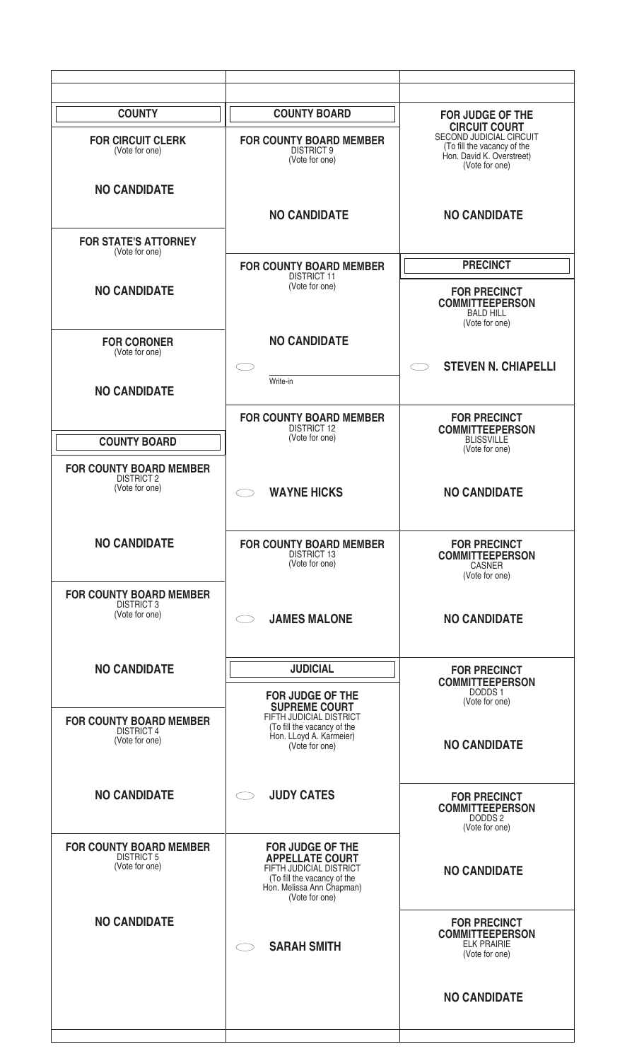## COUNTY

### FOR CIRCUIT CLERK
(Vote for one)

**NO CANDIDATE**

### FOR STATE'S ATTORNEY
(Vote for one)

**NO CANDIDATE**

### FOR CORONER
(Vote for one)

**NO CANDIDATE**

## COUNTY BOARD

### FOR COUNTY BOARD MEMBER
DISTRICT 2
(Vote for one)

**NO CANDIDATE**

### FOR COUNTY BOARD MEMBER
DISTRICT 3
(Vote for one)

**NO CANDIDATE**

### FOR COUNTY BOARD MEMBER
DISTRICT 4
(Vote for one)

**NO CANDIDATE**

### FOR COUNTY BOARD MEMBER
DISTRICT 5
(Vote for one)

**NO CANDIDATE**

## COUNTY BOARD

### FOR COUNTY BOARD MEMBER
DISTRICT 9
(Vote for one)

**NO CANDIDATE**

### FOR COUNTY BOARD MEMBER
DISTRICT 11
(Vote for one)

**NO CANDIDATE**

Write-in

### FOR COUNTY BOARD MEMBER
DISTRICT 12
(Vote for one)

**WAYNE HICKS**

### FOR COUNTY BOARD MEMBER
DISTRICT 13
(Vote for one)

**JAMES MALONE**

## JUDICIAL

### FOR JUDGE OF THE SUPREME COURT
FIFTH JUDICIAL DISTRICT
(To fill the vacancy of the Hon. LLoyd A. Karmeier)
(Vote for one)

**JUDY CATES**

### FOR JUDGE OF THE APPELLATE COURT
FIFTH JUDICIAL DISTRICT
(To fill the vacancy of the Hon. Melissa Ann Chapman)
(Vote for one)

**SARAH SMITH**

### FOR JUDGE OF THE CIRCUIT COURT
SECOND JUDICIAL CIRCUIT
(To fill the vacancy of the Hon. David K. Overstreet)
(Vote for one)

**NO CANDIDATE**

## PRECINCT

### FOR PRECINCT COMMITTEEPERSON
BALD HILL
(Vote for one)

**STEVEN N. CHIAPELLI**

### FOR PRECINCT COMMITTEEPERSON
BLISSVILLE
(Vote for one)

**NO CANDIDATE**

### FOR PRECINCT COMMITTEEPERSON
CASNER
(Vote for one)

**NO CANDIDATE**

### FOR PRECINCT COMMITTEEPERSON
DODDS 1
(Vote for one)

**NO CANDIDATE**

### FOR PRECINCT COMMITTEEPERSON
DODDS 2
(Vote for one)

**NO CANDIDATE**

### FOR PRECINCT COMMITTEEPERSON
ELK PRAIRIE
(Vote for one)

**NO CANDIDATE**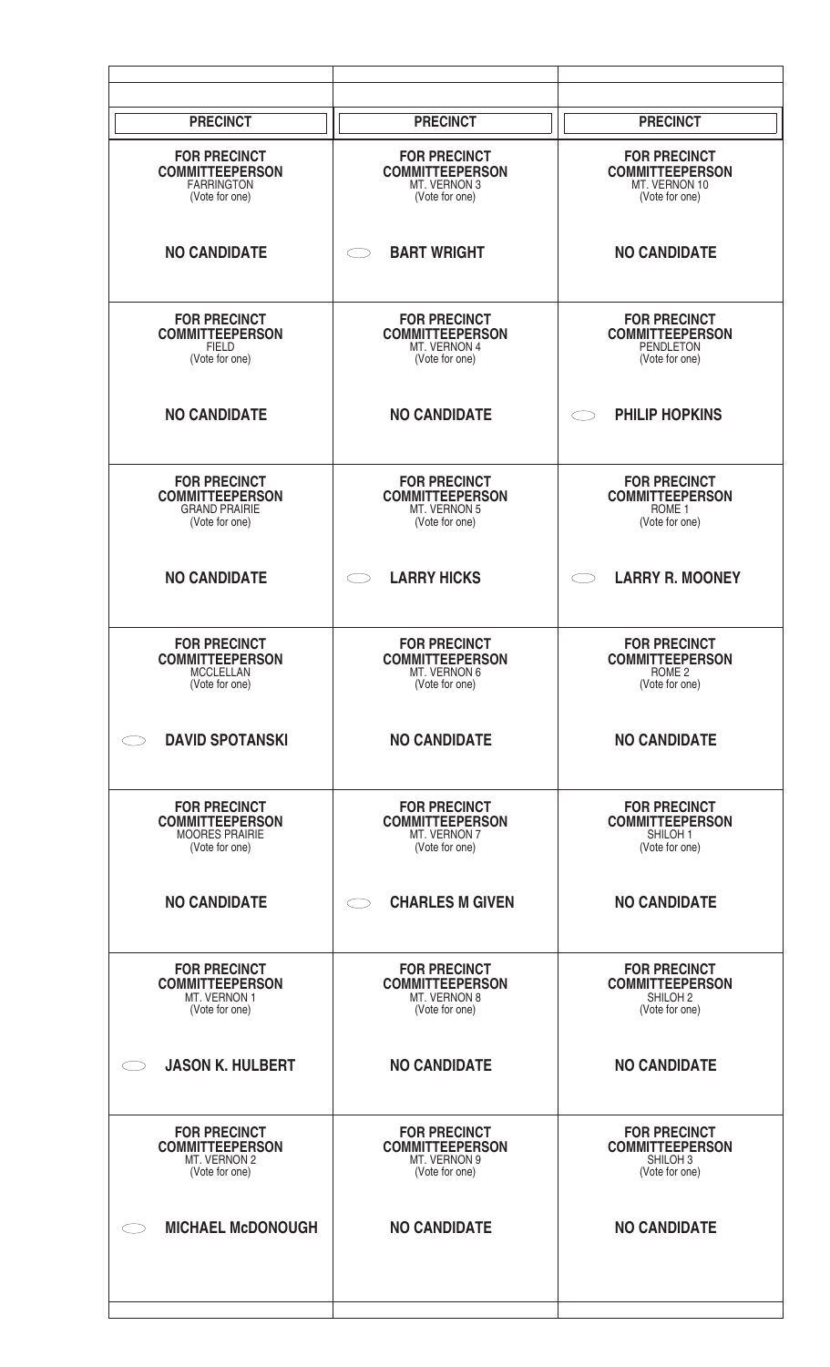| PRECINCT | PRECINCT | PRECINCT |
|---|---|---|
| **FOR PRECINCT COMMITTEEPERSON** FARRINGTON (Vote for one) | **FOR PRECINCT COMMITTEEPERSON** MT. VERNON 3 (Vote for one) | **FOR PRECINCT COMMITTEEPERSON** MT. VERNON 10 (Vote for one) |
| **NO CANDIDATE** | ⬭ **BART WRIGHT** | **NO CANDIDATE** |
| **FOR PRECINCT COMMITTEEPERSON** FIELD (Vote for one) | **FOR PRECINCT COMMITTEEPERSON** MT. VERNON 4 (Vote for one) | **FOR PRECINCT COMMITTEEPERSON** PENDLETON (Vote for one) |
| **NO CANDIDATE** | **NO CANDIDATE** | ⬭ **PHILIP HOPKINS** |
| **FOR PRECINCT COMMITTEEPERSON** GRAND PRAIRIE (Vote for one) | **FOR PRECINCT COMMITTEEPERSON** MT. VERNON 5 (Vote for one) | **FOR PRECINCT COMMITTEEPERSON** ROME 1 (Vote for one) |
| **NO CANDIDATE** | ⬭ **LARRY HICKS** | ⬭ **LARRY R. MOONEY** |
| **FOR PRECINCT COMMITTEEPERSON** MCCLELLAN (Vote for one) | **FOR PRECINCT COMMITTEEPERSON** MT. VERNON 6 (Vote for one) | **FOR PRECINCT COMMITTEEPERSON** ROME 2 (Vote for one) |
| ⬭ **DAVID SPOTANSKI** | **NO CANDIDATE** | **NO CANDIDATE** |
| **FOR PRECINCT COMMITTEEPERSON** MOORES PRAIRIE (Vote for one) | **FOR PRECINCT COMMITTEEPERSON** MT. VERNON 7 (Vote for one) | **FOR PRECINCT COMMITTEEPERSON** SHILOH 1 (Vote for one) |
| **NO CANDIDATE** | ⬭ **CHARLES M GIVEN** | **NO CANDIDATE** |
| **FOR PRECINCT COMMITTEEPERSON** MT. VERNON 1 (Vote for one) | **FOR PRECINCT COMMITTEEPERSON** MT. VERNON 8 (Vote for one) | **FOR PRECINCT COMMITTEEPERSON** SHILOH 2 (Vote for one) |
| ⬭ **JASON K. HULBERT** | **NO CANDIDATE** | **NO CANDIDATE** |
| **FOR PRECINCT COMMITTEEPERSON** MT. VERNON 2 (Vote for one) | **FOR PRECINCT COMMITTEEPERSON** MT. VERNON 9 (Vote for one) | **FOR PRECINCT COMMITTEEPERSON** SHILOH 3 (Vote for one) |
| ⬭ **MICHAEL McDONOUGH** | **NO CANDIDATE** | **NO CANDIDATE** |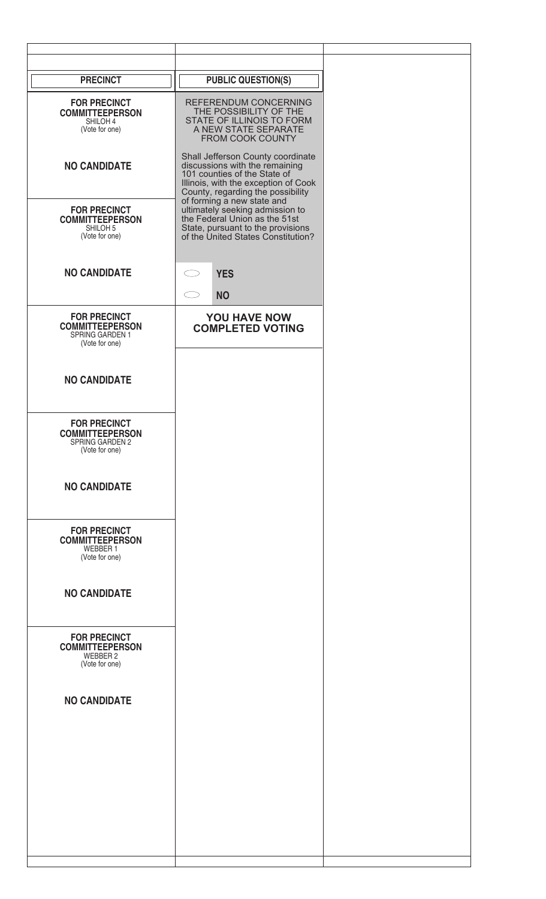## PRECINCT

**FOR PRECINCT COMMITTEEPERSON**
SHILOH 4
(Vote for one)

**NO CANDIDATE**

**FOR PRECINCT COMMITTEEPERSON**
SHILOH 5
(Vote for one)

**NO CANDIDATE**

**FOR PRECINCT COMMITTEEPERSON**
SPRING GARDEN 1
(Vote for one)

**NO CANDIDATE**

**FOR PRECINCT COMMITTEEPERSON**
SPRING GARDEN 2
(Vote for one)

**NO CANDIDATE**

**FOR PRECINCT COMMITTEEPERSON**
WEBBER 1
(Vote for one)

**NO CANDIDATE**

**FOR PRECINCT COMMITTEEPERSON**
WEBBER 2
(Vote for one)

**NO CANDIDATE**

## PUBLIC QUESTION(S)

REFERENDUM CONCERNING THE POSSIBILITY OF THE STATE OF ILLINOIS TO FORM A NEW STATE SEPARATE FROM COOK COUNTY

Shall Jefferson County coordinate discussions with the remaining 101 counties of the State of Illinois, with the exception of Cook County, regarding the possibility of forming a new state and ultimately seeking admission to the Federal Union as the 51st State, pursuant to the provisions of the United States Constitution?

- **YES**
- **NO**

**YOU HAVE NOW COMPLETED VOTING**